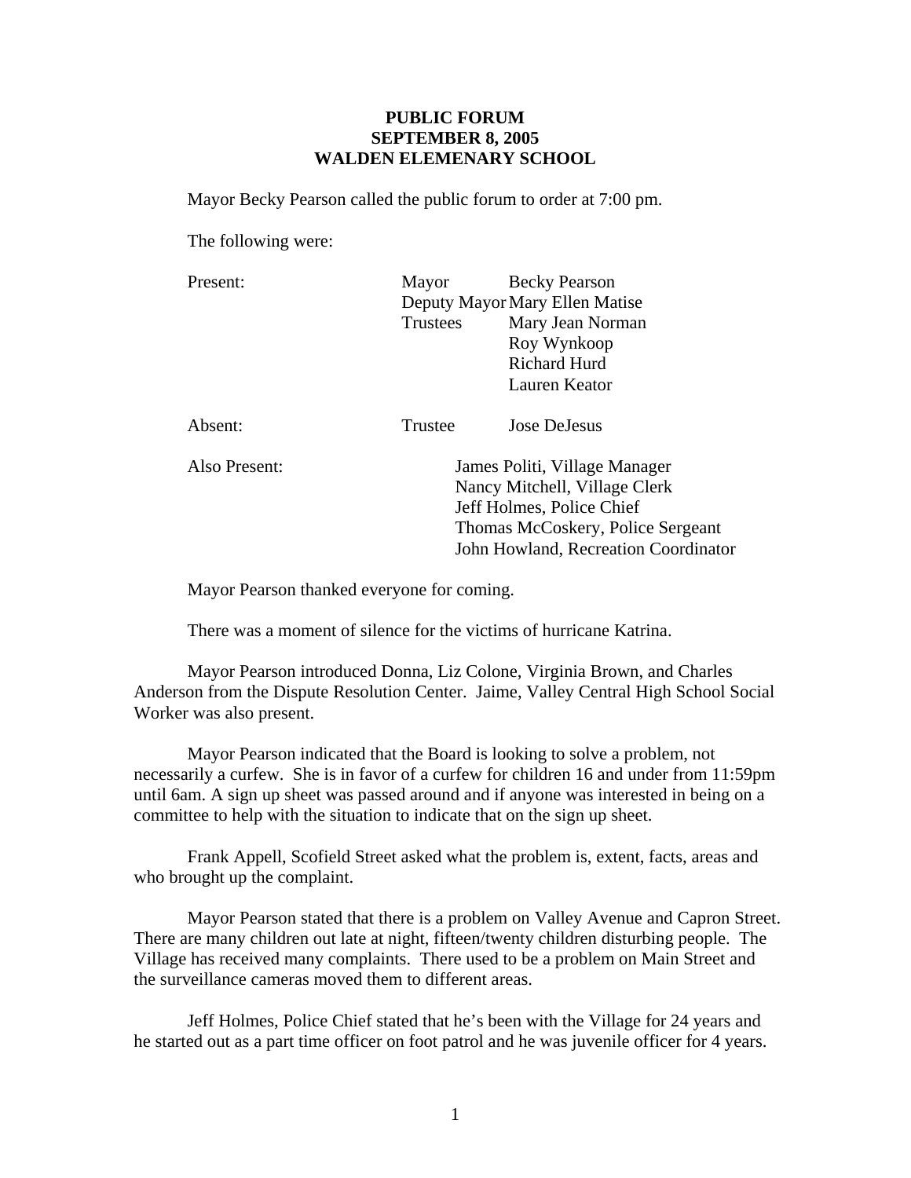**PUBLIC FORUM**
**SEPTEMBER 8, 2005**
**WALDEN ELEMENARY SCHOOL**

Mayor Becky Pearson called the public forum to order at 7:00 pm.

The following were:

| | | |
|---|---|---|
| Present: | Mayor | Becky Pearson |
| | Deputy Mayor | Mary Ellen Matise |
| | Trustees | Mary Jean Norman |
| | | Roy Wynkoop |
| | | Richard Hurd |
| | | Lauren Keator |
| Absent: | Trustee | Jose DeJesus |

Also Present:
James Politi, Village Manager
Nancy Mitchell, Village Clerk
Jeff Holmes, Police Chief
Thomas McCoskery, Police Sergeant
John Howland, Recreation Coordinator

Mayor Pearson thanked everyone for coming.

There was a moment of silence for the victims of hurricane Katrina.

Mayor Pearson introduced Donna, Liz Colone, Virginia Brown, and Charles Anderson from the Dispute Resolution Center. Jaime, Valley Central High School Social Worker was also present.

Mayor Pearson indicated that the Board is looking to solve a problem, not necessarily a curfew. She is in favor of a curfew for children 16 and under from 11:59pm until 6am. A sign up sheet was passed around and if anyone was interested in being on a committee to help with the situation to indicate that on the sign up sheet.

Frank Appell, Scofield Street asked what the problem is, extent, facts, areas and who brought up the complaint.

Mayor Pearson stated that there is a problem on Valley Avenue and Capron Street. There are many children out late at night, fifteen/twenty children disturbing people. The Village has received many complaints. There used to be a problem on Main Street and the surveillance cameras moved them to different areas.

Jeff Holmes, Police Chief stated that he's been with the Village for 24 years and he started out as a part time officer on foot patrol and he was juvenile officer for 4 years.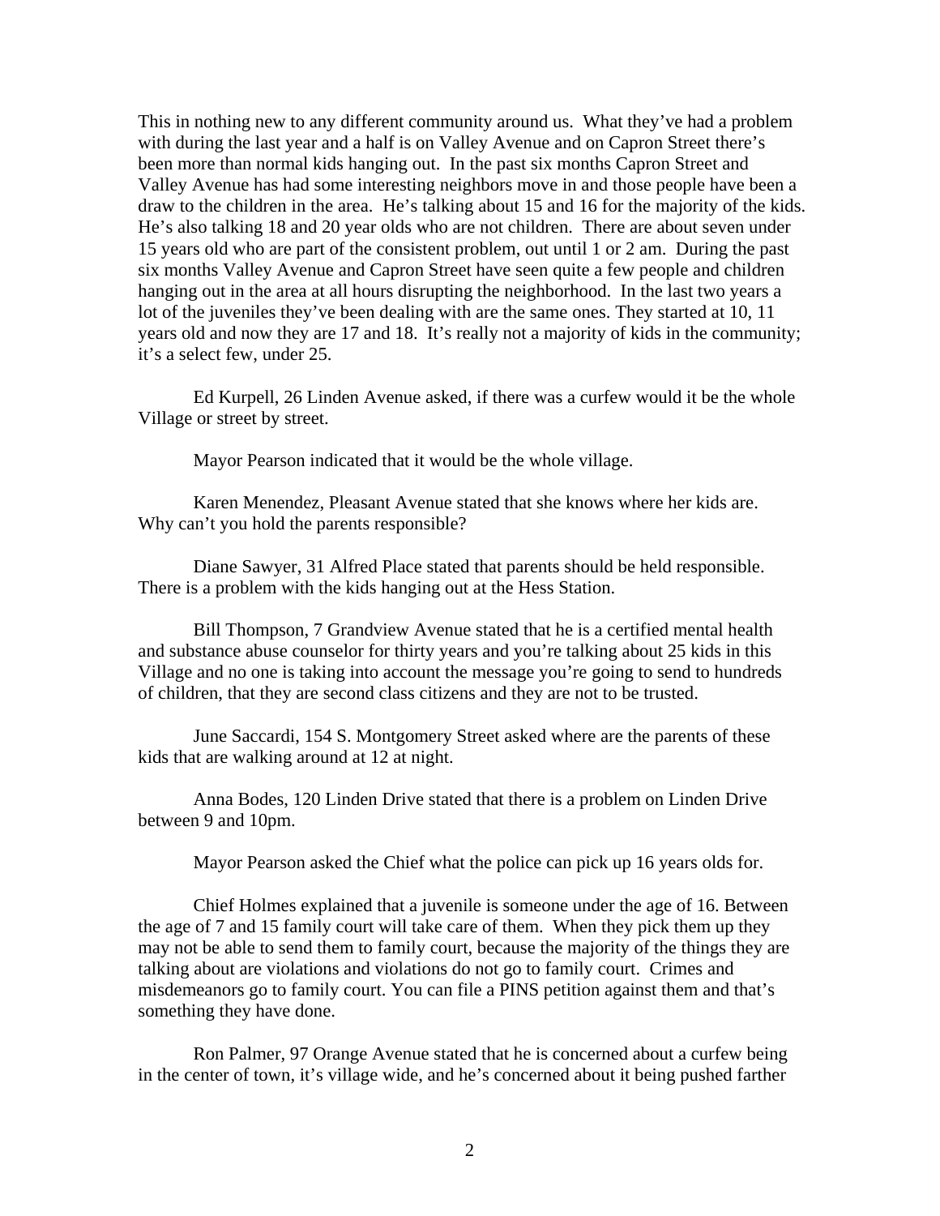This in nothing new to any different community around us. What they've had a problem with during the last year and a half is on Valley Avenue and on Capron Street there's been more than normal kids hanging out. In the past six months Capron Street and Valley Avenue has had some interesting neighbors move in and those people have been a draw to the children in the area. He's talking about 15 and 16 for the majority of the kids. He's also talking 18 and 20 year olds who are not children. There are about seven under 15 years old who are part of the consistent problem, out until 1 or 2 am. During the past six months Valley Avenue and Capron Street have seen quite a few people and children hanging out in the area at all hours disrupting the neighborhood. In the last two years a lot of the juveniles they've been dealing with are the same ones. They started at 10, 11 years old and now they are 17 and 18. It's really not a majority of kids in the community; it's a select few, under 25.

Ed Kurpell, 26 Linden Avenue asked, if there was a curfew would it be the whole Village or street by street.

Mayor Pearson indicated that it would be the whole village.

Karen Menendez, Pleasant Avenue stated that she knows where her kids are. Why can't you hold the parents responsible?

Diane Sawyer, 31 Alfred Place stated that parents should be held responsible. There is a problem with the kids hanging out at the Hess Station.

Bill Thompson, 7 Grandview Avenue stated that he is a certified mental health and substance abuse counselor for thirty years and you're talking about 25 kids in this Village and no one is taking into account the message you're going to send to hundreds of children, that they are second class citizens and they are not to be trusted.

June Saccardi, 154 S. Montgomery Street asked where are the parents of these kids that are walking around at 12 at night.

Anna Bodes, 120 Linden Drive stated that there is a problem on Linden Drive between 9 and 10pm.

Mayor Pearson asked the Chief what the police can pick up 16 years olds for.

Chief Holmes explained that a juvenile is someone under the age of 16. Between the age of 7 and 15 family court will take care of them. When they pick them up they may not be able to send them to family court, because the majority of the things they are talking about are violations and violations do not go to family court. Crimes and misdemeanors go to family court. You can file a PINS petition against them and that's something they have done.

Ron Palmer, 97 Orange Avenue stated that he is concerned about a curfew being in the center of town, it's village wide, and he's concerned about it being pushed farther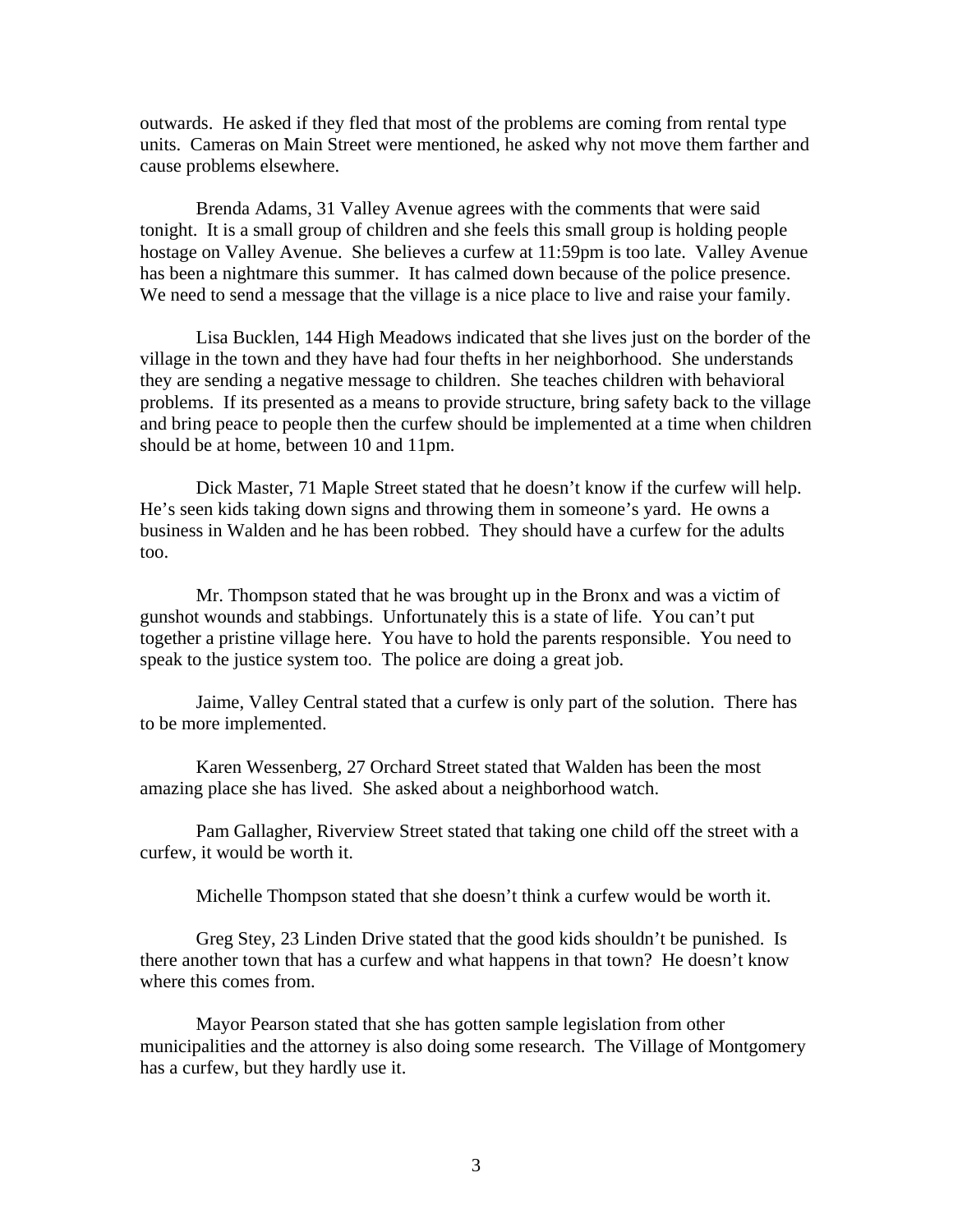outwards. He asked if they fled that most of the problems are coming from rental type units. Cameras on Main Street were mentioned, he asked why not move them farther and cause problems elsewhere.

Brenda Adams, 31 Valley Avenue agrees with the comments that were said tonight. It is a small group of children and she feels this small group is holding people hostage on Valley Avenue. She believes a curfew at 11:59pm is too late. Valley Avenue has been a nightmare this summer. It has calmed down because of the police presence. We need to send a message that the village is a nice place to live and raise your family.

Lisa Bucklen, 144 High Meadows indicated that she lives just on the border of the village in the town and they have had four thefts in her neighborhood. She understands they are sending a negative message to children. She teaches children with behavioral problems. If its presented as a means to provide structure, bring safety back to the village and bring peace to people then the curfew should be implemented at a time when children should be at home, between 10 and 11pm.

Dick Master, 71 Maple Street stated that he doesn't know if the curfew will help. He's seen kids taking down signs and throwing them in someone's yard. He owns a business in Walden and he has been robbed. They should have a curfew for the adults too.

Mr. Thompson stated that he was brought up in the Bronx and was a victim of gunshot wounds and stabbings. Unfortunately this is a state of life. You can't put together a pristine village here. You have to hold the parents responsible. You need to speak to the justice system too. The police are doing a great job.

Jaime, Valley Central stated that a curfew is only part of the solution. There has to be more implemented.

Karen Wessenberg, 27 Orchard Street stated that Walden has been the most amazing place she has lived. She asked about a neighborhood watch.

Pam Gallagher, Riverview Street stated that taking one child off the street with a curfew, it would be worth it.

Michelle Thompson stated that she doesn't think a curfew would be worth it.

Greg Stey, 23 Linden Drive stated that the good kids shouldn't be punished. Is there another town that has a curfew and what happens in that town? He doesn't know where this comes from.

Mayor Pearson stated that she has gotten sample legislation from other municipalities and the attorney is also doing some research. The Village of Montgomery has a curfew, but they hardly use it.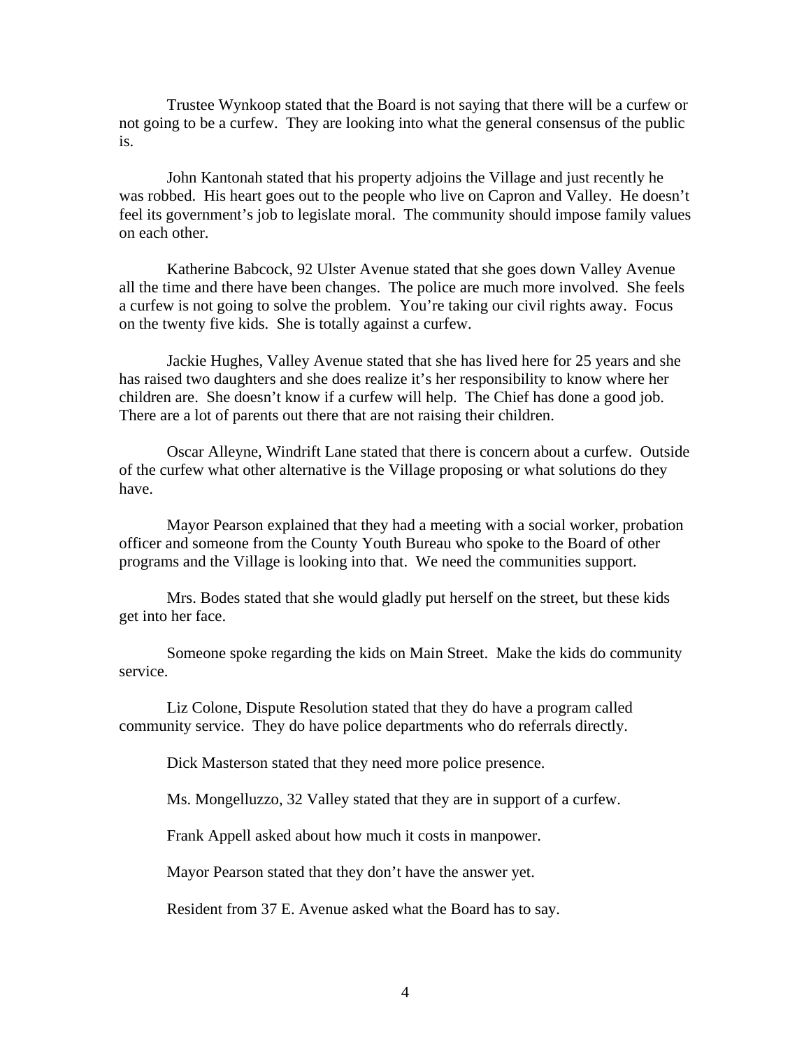Trustee Wynkoop stated that the Board is not saying that there will be a curfew or not going to be a curfew. They are looking into what the general consensus of the public is.

John Kantonah stated that his property adjoins the Village and just recently he was robbed. His heart goes out to the people who live on Capron and Valley. He doesn't feel its government's job to legislate moral. The community should impose family values on each other.

Katherine Babcock, 92 Ulster Avenue stated that she goes down Valley Avenue all the time and there have been changes. The police are much more involved. She feels a curfew is not going to solve the problem. You're taking our civil rights away. Focus on the twenty five kids. She is totally against a curfew.

Jackie Hughes, Valley Avenue stated that she has lived here for 25 years and she has raised two daughters and she does realize it's her responsibility to know where her children are. She doesn't know if a curfew will help. The Chief has done a good job. There are a lot of parents out there that are not raising their children.

Oscar Alleyne, Windrift Lane stated that there is concern about a curfew. Outside of the curfew what other alternative is the Village proposing or what solutions do they have.

Mayor Pearson explained that they had a meeting with a social worker, probation officer and someone from the County Youth Bureau who spoke to the Board of other programs and the Village is looking into that. We need the communities support.

Mrs. Bodes stated that she would gladly put herself on the street, but these kids get into her face.

Someone spoke regarding the kids on Main Street. Make the kids do community service.

Liz Colone, Dispute Resolution stated that they do have a program called community service. They do have police departments who do referrals directly.

Dick Masterson stated that they need more police presence.

Ms. Mongelluzzo, 32 Valley stated that they are in support of a curfew.

Frank Appell asked about how much it costs in manpower.

Mayor Pearson stated that they don't have the answer yet.

Resident from 37 E. Avenue asked what the Board has to say.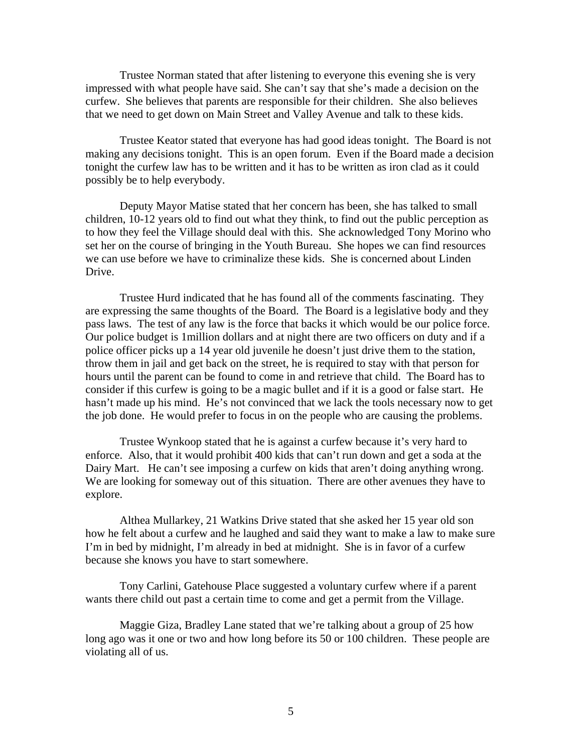Trustee Norman stated that after listening to everyone this evening she is very impressed with what people have said. She can't say that she's made a decision on the curfew. She believes that parents are responsible for their children. She also believes that we need to get down on Main Street and Valley Avenue and talk to these kids.

Trustee Keator stated that everyone has had good ideas tonight. The Board is not making any decisions tonight. This is an open forum. Even if the Board made a decision tonight the curfew law has to be written and it has to be written as iron clad as it could possibly be to help everybody.

Deputy Mayor Matise stated that her concern has been, she has talked to small children, 10-12 years old to find out what they think, to find out the public perception as to how they feel the Village should deal with this. She acknowledged Tony Morino who set her on the course of bringing in the Youth Bureau. She hopes we can find resources we can use before we have to criminalize these kids. She is concerned about Linden Drive.

Trustee Hurd indicated that he has found all of the comments fascinating. They are expressing the same thoughts of the Board. The Board is a legislative body and they pass laws. The test of any law is the force that backs it which would be our police force. Our police budget is 1million dollars and at night there are two officers on duty and if a police officer picks up a 14 year old juvenile he doesn't just drive them to the station, throw them in jail and get back on the street, he is required to stay with that person for hours until the parent can be found to come in and retrieve that child. The Board has to consider if this curfew is going to be a magic bullet and if it is a good or false start. He hasn't made up his mind. He's not convinced that we lack the tools necessary now to get the job done. He would prefer to focus in on the people who are causing the problems.

Trustee Wynkoop stated that he is against a curfew because it's very hard to enforce. Also, that it would prohibit 400 kids that can't run down and get a soda at the Dairy Mart. He can't see imposing a curfew on kids that aren't doing anything wrong. We are looking for someway out of this situation. There are other avenues they have to explore.

Althea Mullarkey, 21 Watkins Drive stated that she asked her 15 year old son how he felt about a curfew and he laughed and said they want to make a law to make sure I'm in bed by midnight, I'm already in bed at midnight. She is in favor of a curfew because she knows you have to start somewhere.

Tony Carlini, Gatehouse Place suggested a voluntary curfew where if a parent wants there child out past a certain time to come and get a permit from the Village.

Maggie Giza, Bradley Lane stated that we're talking about a group of 25 how long ago was it one or two and how long before its 50 or 100 children. These people are violating all of us.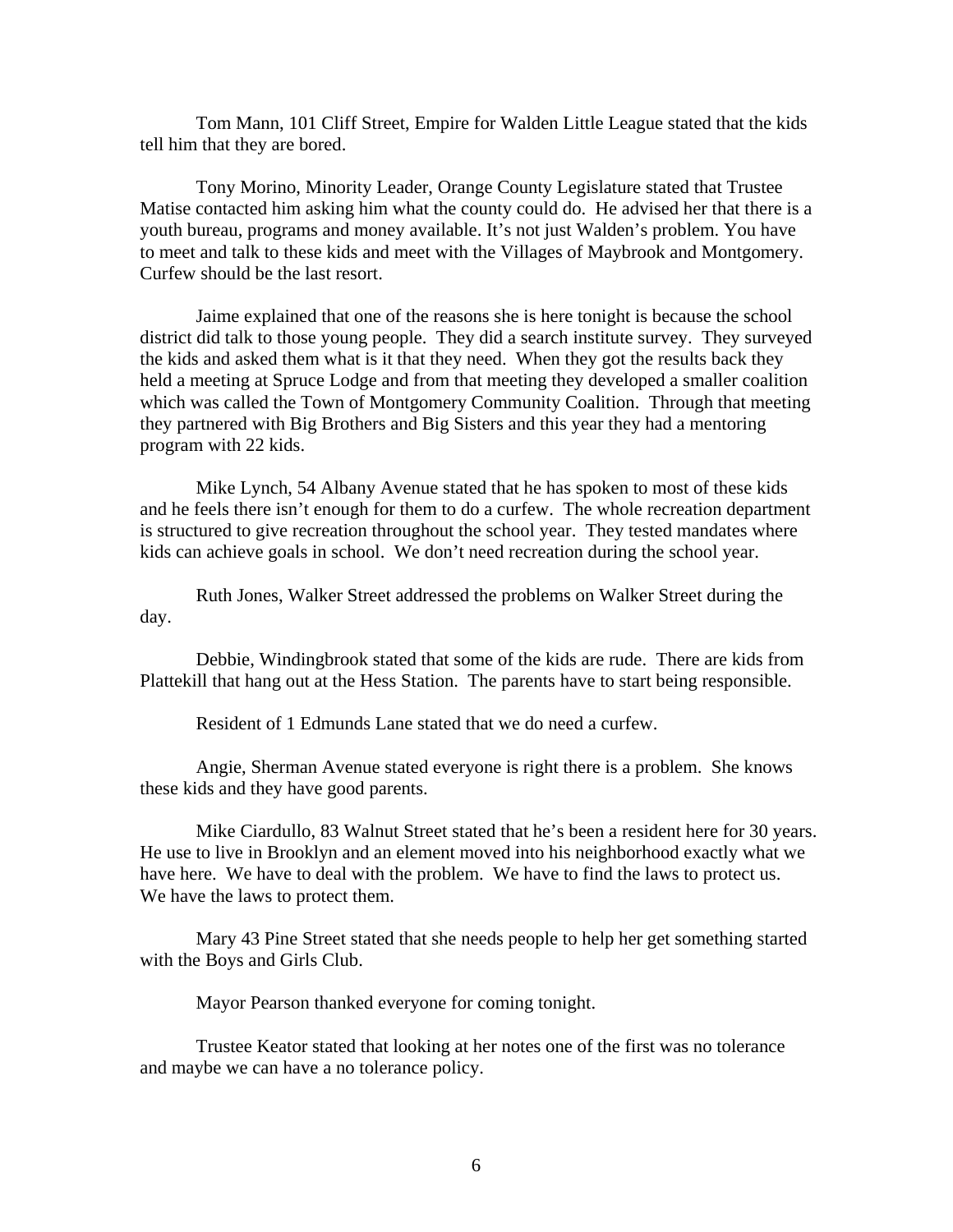Tom Mann, 101 Cliff Street, Empire for Walden Little League stated that the kids tell him that they are bored.

Tony Morino, Minority Leader, Orange County Legislature stated that Trustee Matise contacted him asking him what the county could do. He advised her that there is a youth bureau, programs and money available. It's not just Walden's problem. You have to meet and talk to these kids and meet with the Villages of Maybrook and Montgomery. Curfew should be the last resort.

Jaime explained that one of the reasons she is here tonight is because the school district did talk to those young people. They did a search institute survey. They surveyed the kids and asked them what is it that they need. When they got the results back they held a meeting at Spruce Lodge and from that meeting they developed a smaller coalition which was called the Town of Montgomery Community Coalition. Through that meeting they partnered with Big Brothers and Big Sisters and this year they had a mentoring program with 22 kids.

Mike Lynch, 54 Albany Avenue stated that he has spoken to most of these kids and he feels there isn't enough for them to do a curfew. The whole recreation department is structured to give recreation throughout the school year. They tested mandates where kids can achieve goals in school. We don't need recreation during the school year.

Ruth Jones, Walker Street addressed the problems on Walker Street during the day.

Debbie, Windingbrook stated that some of the kids are rude. There are kids from Plattekill that hang out at the Hess Station. The parents have to start being responsible.

Resident of 1 Edmunds Lane stated that we do need a curfew.

Angie, Sherman Avenue stated everyone is right there is a problem. She knows these kids and they have good parents.

Mike Ciardullo, 83 Walnut Street stated that he's been a resident here for 30 years. He use to live in Brooklyn and an element moved into his neighborhood exactly what we have here. We have to deal with the problem. We have to find the laws to protect us. We have the laws to protect them.

Mary 43 Pine Street stated that she needs people to help her get something started with the Boys and Girls Club.

Mayor Pearson thanked everyone for coming tonight.

Trustee Keator stated that looking at her notes one of the first was no tolerance and maybe we can have a no tolerance policy.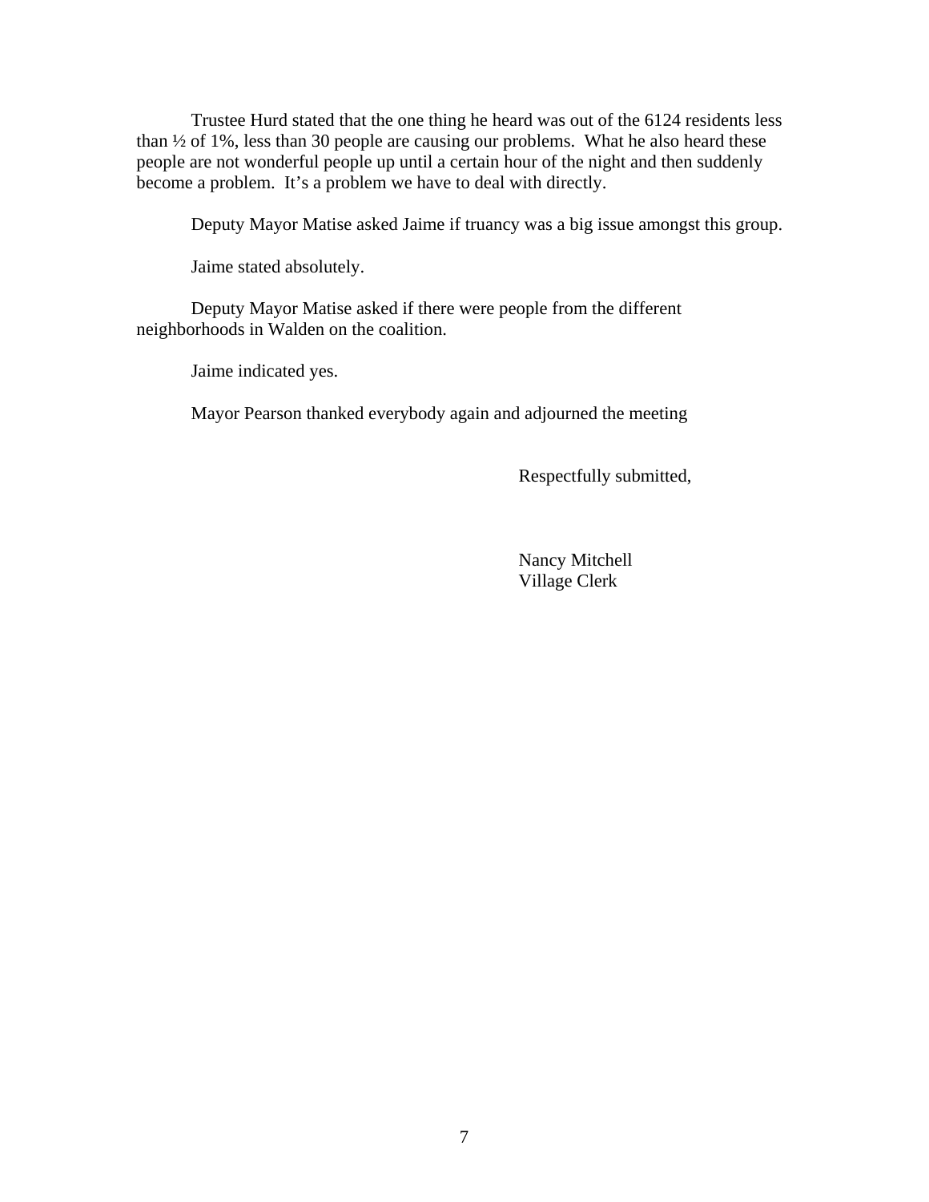Trustee Hurd stated that the one thing he heard was out of the 6124 residents less than ½ of 1%, less than 30 people are causing our problems. What he also heard these people are not wonderful people up until a certain hour of the night and then suddenly become a problem. It's a problem we have to deal with directly.

Deputy Mayor Matise asked Jaime if truancy was a big issue amongst this group.

Jaime stated absolutely.

Deputy Mayor Matise asked if there were people from the different neighborhoods in Walden on the coalition.

Jaime indicated yes.

Mayor Pearson thanked everybody again and adjourned the meeting

Respectfully submitted,

Nancy Mitchell
Village Clerk